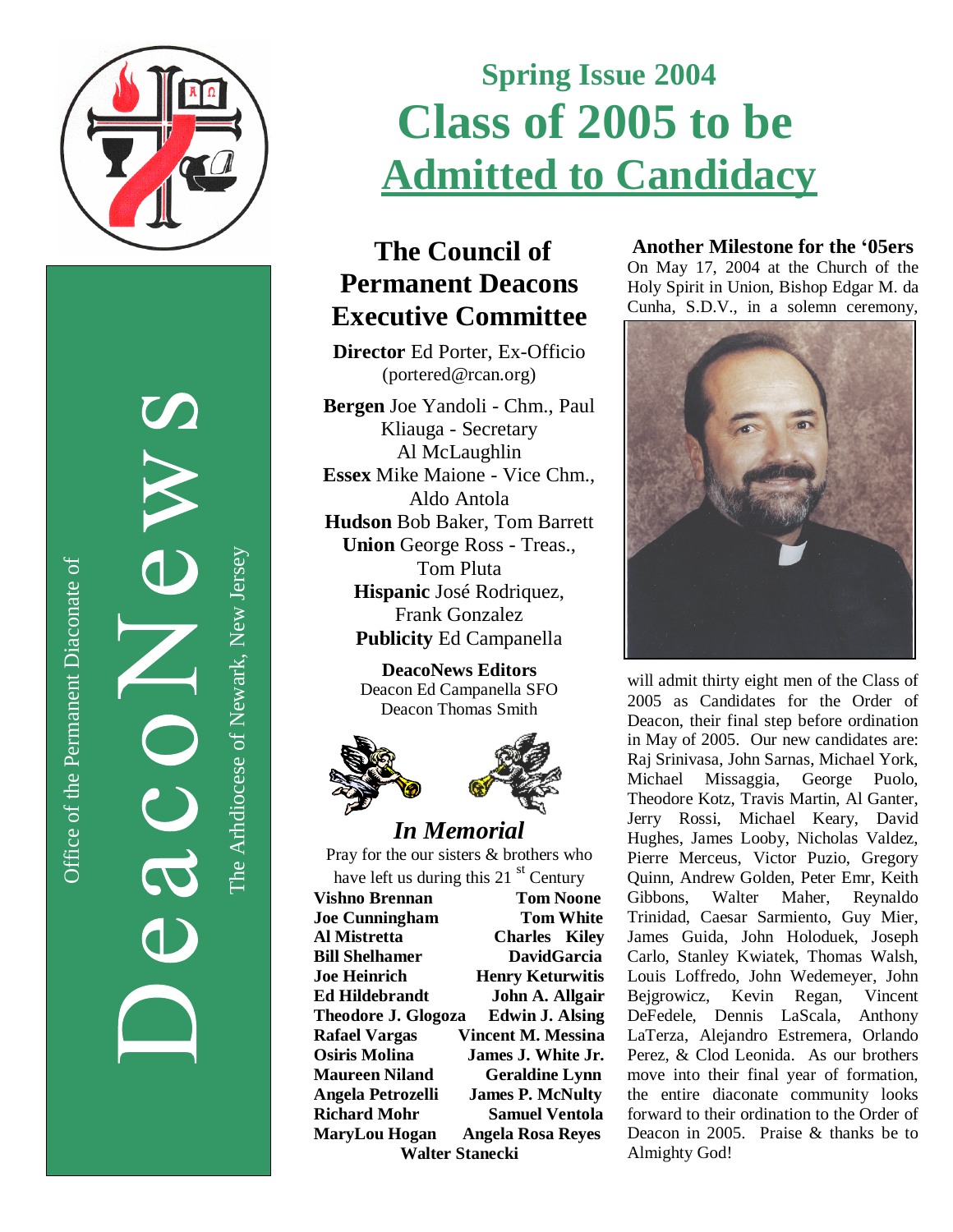# DeacoNews

Office of the Permanent Diaconate of

The Arhdiocese of Newark, New Jersey

## Spring Issue 2004

# Class of 2005 to be Admitted to Candidacy

## The Council of Permanent Deacons Executive Committee

**Director** Ed Porter, Ex-Officio (portered@rcan.org)

**Bergen** Joe Yandoli - Chm., Paul Kliauga - Secretary Al McLaughlin

**Essex** Mike Maione - Vice Chm., Aldo Antola

**Hudson** Bob Baker, Tom Barrett

**Union** George Ross - Treas., Tom Pluta

**Hispanic** José Rodriquez, Frank Gonzalez

**Publicity** Ed Campanella

**DeacoNews Editors**
Deacon Ed Campanella SFO
Deacon Thomas Smith

## *In Memorial*

Pray for the our sisters & brothers who have left us during this 21st Century

| | |
|---|---|
| **Vishno Brennan** | **Tom Noone** |
| **Joe Cunningham** | **Tom White** |
| **Al Mistretta** | **Charles Kiley** |
| **Bill Shelhamer** | **DavidGarcia** |
| **Joe Heinrich** | **Henry Keturwitis** |
| **Ed Hildebrandt** | **John A. Allgair** |
| **Theodore J. Glogoza** | **Edwin J. Alsing** |
| **Rafael Vargas** | **Vincent M. Messina** |
| **Osiris Molina** | **James J. White Jr.** |
| **Maureen Niland** | **Geraldine Lynn** |
| **Angela Petrozelli** | **James P. McNulty** |
| **Richard Mohr** | **Samuel Ventola** |
| **MaryLou Hogan** | **Angela Rosa Reyes** |
| **Walter Stanecki** | |

### Another Milestone for the '05ers

On May 17, 2004 at the Church of the Holy Spirit in Union, Bishop Edgar M. da Cunha, S.D.V., in a solemn ceremony, will admit thirty eight men of the Class of 2005 as Candidates for the Order of Deacon, their final step before ordination in May of 2005. Our new candidates are: Raj Srinivasa, John Sarnas, Michael York, Michael Missaggia, George Puolo, Theodore Kotz, Travis Martin, Al Ganter, Jerry Rossi, Michael Keary, David Hughes, James Looby, Nicholas Valdez, Pierre Merceus, Victor Puzio, Gregory Quinn, Andrew Golden, Peter Emr, Keith Gibbons, Walter Maher, Reynaldo Trinidad, Caesar Sarmiento, Guy Mier, James Guida, John Holoduek, Joseph Carlo, Stanley Kwiatek, Thomas Walsh, Louis Loffredo, John Wedemeyer, John Bejgrowicz, Kevin Regan, Vincent DeFedele, Dennis LaScala, Anthony LaTerza, Alejandro Estremera, Orlando Perez, & Clod Leonida. As our brothers move into their final year of formation, the entire diaconate community looks forward to their ordination to the Order of Deacon in 2005. Praise & thanks be to Almighty God!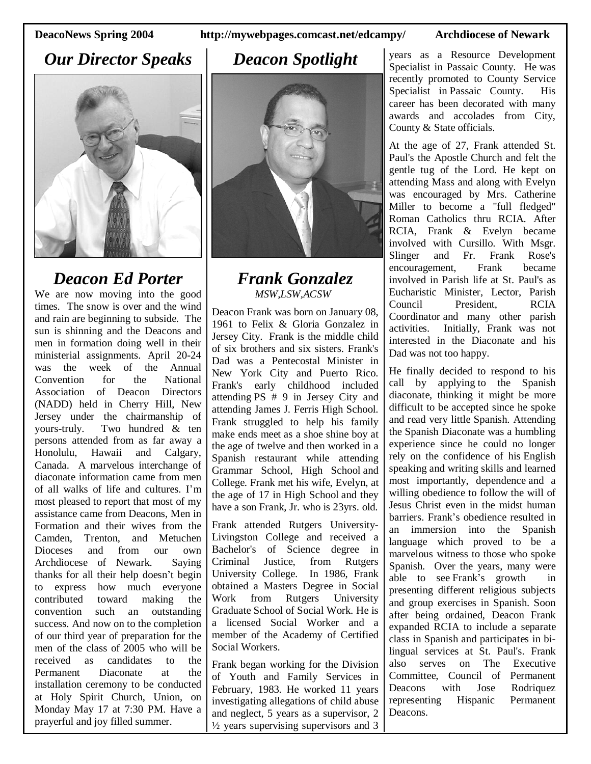# Our Director Speaks

## Deacon Ed Porter

We are now moving into the good times. The snow is over and the wind and rain are beginning to subside. The sun is shinning and the Deacons and men in formation doing well in their ministerial assignments. April 20-24 was the week of the Annual Convention for the National Association of Deacon Directors (NADD) held in Cherry Hill, New Jersey under the chairmanship of yours-truly. Two hundred & ten persons attended from as far away a Honolulu, Hawaii and Calgary, Canada. A marvelous interchange of diaconate information came from men of all walks of life and cultures. I'm most pleased to report that most of my assistance came from Deacons, Men in Formation and their wives from the Camden, Trenton, and Metuchen Dioceses and from our own Archdiocese of Newark. Saying thanks for all their help doesn't begin to express how much everyone contributed toward making the convention such an outstanding success. And now on to the completion of our third year of preparation for the men of the class of 2005 who will be received as candidates to the Permanent Diaconate at the installation ceremony to be conducted at Holy Spirit Church, Union, on Monday May 17 at 7:30 PM. Have a prayerful and joy filled summer.

# Deacon Spotlight

## Frank Gonzalez

*MSW,LSW,ACSW*

Deacon Frank was born on January 08, 1961 to Felix & Gloria Gonzalez in Jersey City. Frank is the middle child of six brothers and six sisters. Frank's Dad was a Pentecostal Minister in New York City and Puerto Rico. Frank's early childhood included attending PS # 9 in Jersey City and attending James J. Ferris High School. Frank struggled to help his family make ends meet as a shoe shine boy at the age of twelve and then worked in a Spanish restaurant while attending Grammar School, High School and College. Frank met his wife, Evelyn, at the age of 17 in High School and they have a son Frank, Jr. who is 23yrs. old.

Frank attended Rutgers University-Livingston College and received a Bachelor's of Science degree in Criminal Justice, from Rutgers University College. In 1986, Frank obtained a Masters Degree in Social Work from Rutgers University Graduate School of Social Work. He is a licensed Social Worker and a member of the Academy of Certified Social Workers.

Frank began working for the Division of Youth and Family Services in February, 1983. He worked 11 years investigating allegations of child abuse and neglect, 5 years as a supervisor, 2 ½ years supervising supervisors and 3 years as a Resource Development Specialist in Passaic County. He was recently promoted to County Service Specialist in Passaic County. His career has been decorated with many awards and accolades from City, County & State officials.

At the age of 27, Frank attended St. Paul's the Apostle Church and felt the gentle tug of the Lord. He kept on attending Mass and along with Evelyn was encouraged by Mrs. Catherine Miller to become a "full fledged" Roman Catholics thru RCIA. After RCIA, Frank & Evelyn became involved with Cursillo. With Msgr. Slinger and Fr. Frank Rose's encouragement, Frank became involved in Parish life at St. Paul's as Eucharistic Minister, Lector, Parish Council President, RCIA Coordinator and many other parish activities. Initially, Frank was not interested in the Diaconate and his Dad was not too happy.

He finally decided to respond to his call by applying to the Spanish diaconate, thinking it might be more difficult to be accepted since he spoke and read very little Spanish. Attending the Spanish Diaconate was a humbling experience since he could no longer rely on the confidence of his English speaking and writing skills and learned most importantly, dependence and a willing obedience to follow the will of Jesus Christ even in the midst human barriers. Frank's obedience resulted in an immersion into the Spanish language which proved to be a marvelous witness to those who spoke Spanish. Over the years, many were able to see Frank's growth in presenting different religious subjects and group exercises in Spanish. Soon after being ordained, Deacon Frank expanded RCIA to include a separate class in Spanish and participates in bi-lingual services at St. Paul's. Frank also serves on The Executive Committee, Council of Permanent Deacons with Jose Rodriquez representing Hispanic Permanent Deacons.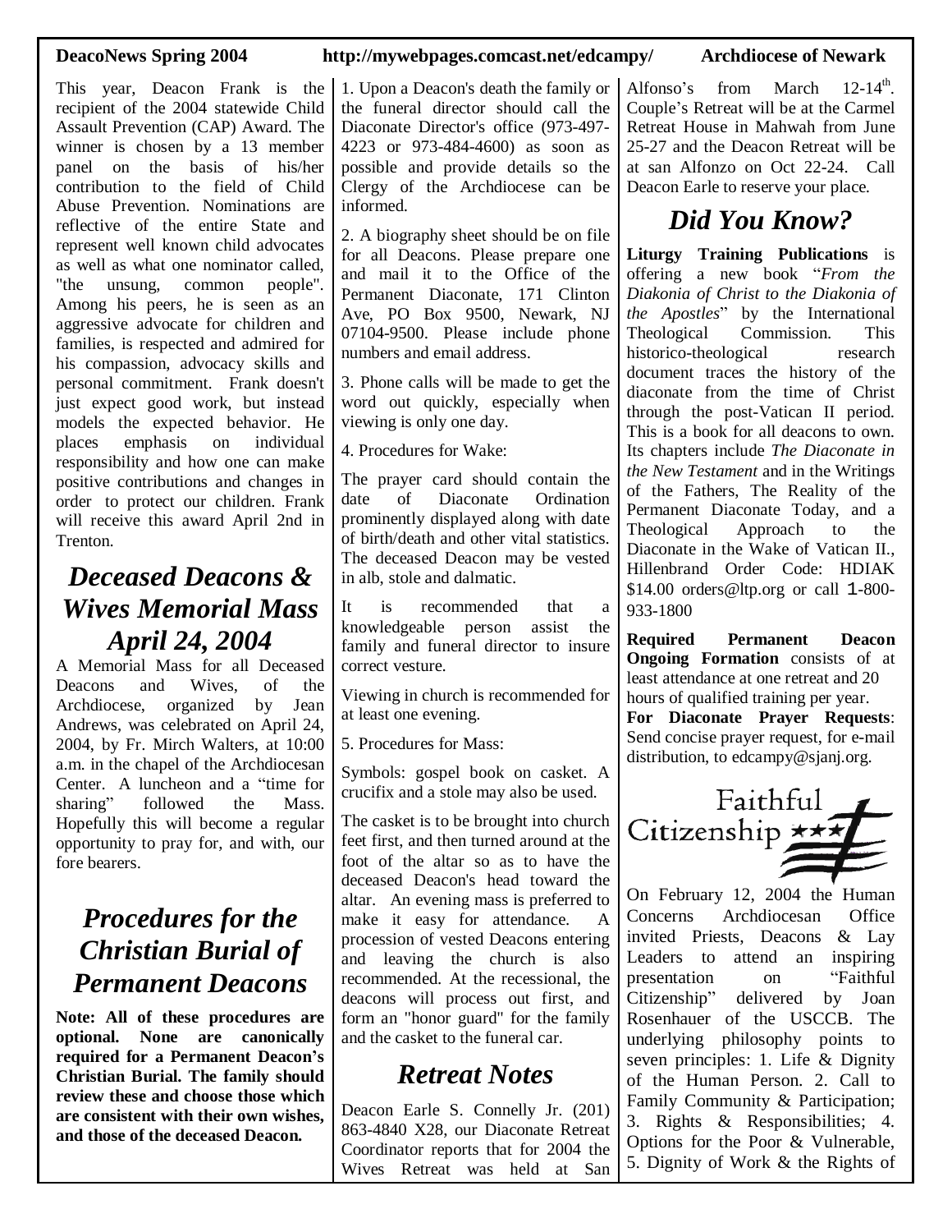This year, Deacon Frank is the recipient of the 2004 statewide Child Assault Prevention (CAP) Award. The winner is chosen by a 13 member panel on the basis of his/her contribution to the field of Child Abuse Prevention. Nominations are reflective of the entire State and represent well known child advocates as well as what one nominator called, "the unsung, common people". Among his peers, he is seen as an aggressive advocate for children and families, is respected and admired for his compassion, advocacy skills and personal commitment. Frank doesn't just expect good work, but instead models the expected behavior. He places emphasis on individual responsibility and how one can make positive contributions and changes in order to protect our children. Frank will receive this award April 2nd in Trenton.

## *Deceased Deacons & Wives Memorial Mass April 24, 2004*

A Memorial Mass for all Deceased Deacons and Wives, of the Archdiocese, organized by Jean Andrews, was celebrated on April 24, 2004, by Fr. Mirch Walters, at 10:00 a.m. in the chapel of the Archdiocesan Center. A luncheon and a "time for sharing" followed the Mass. Hopefully this will become a regular opportunity to pray for, and with, our fore bearers.

## *Procedures for the Christian Burial of Permanent Deacons*

**Note: All of these procedures are optional. None are canonically required for a Permanent Deacon's Christian Burial. The family should review these and choose those which are consistent with their own wishes, and those of the deceased Deacon.**

1. Upon a Deacon's death the family or the funeral director should call the Diaconate Director's office (973-497-4223 or 973-484-4600) as soon as possible and provide details so the Clergy of the Archdiocese can be informed.

2. A biography sheet should be on file for all Deacons. Please prepare one and mail it to the Office of the Permanent Diaconate, 171 Clinton Ave, PO Box 9500, Newark, NJ 07104-9500. Please include phone numbers and email address.

3. Phone calls will be made to get the word out quickly, especially when viewing is only one day.

4. Procedures for Wake:

The prayer card should contain the date of Diaconate Ordination prominently displayed along with date of birth/death and other vital statistics. The deceased Deacon may be vested in alb, stole and dalmatic.

It is recommended that a knowledgeable person assist the family and funeral director to insure correct vesture.

Viewing in church is recommended for at least one evening.

5. Procedures for Mass:

Symbols: gospel book on casket. A crucifix and a stole may also be used.

The casket is to be brought into church feet first, and then turned around at the foot of the altar so as to have the deceased Deacon's head toward the altar. An evening mass is preferred to make it easy for attendance. A procession of vested Deacons entering and leaving the church is also recommended. At the recessional, the deacons will process out first, and form an "honor guard" for the family and the casket to the funeral car.

## *Retreat Notes*

Deacon Earle S. Connelly Jr. (201) 863-4840 X28, our Diaconate Retreat Coordinator reports that for 2004 the Wives Retreat was held at San Alfonso's from March 12-14th. Couple's Retreat will be at the Carmel Retreat House in Mahwah from June 25-27 and the Deacon Retreat will be at san Alfonzo on Oct 22-24. Call Deacon Earle to reserve your place.

## *Did You Know?*

**Liturgy Training Publications** is offering a new book "*From the Diakonia of Christ to the Diakonia of the Apostles*" by the International Theological Commission. This historico-theological research document traces the history of the diaconate from the time of Christ through the post-Vatican II period. This is a book for all deacons to own. Its chapters include *The Diaconate in the New Testament* and in the Writings of the Fathers, The Reality of the Permanent Diaconate Today, and a Theological Approach to the Diaconate in the Wake of Vatican II., Hillenbrand Order Code: HDIAK $14.00 orders@ltp.org or call 1-800-933-1800

**Required Permanent Deacon Ongoing Formation** consists of at least attendance at one retreat and 20 hours of qualified training per year.

**For Diaconate Prayer Requests**: Send concise prayer request, for e-mail distribution, to edcampy@sjanj.org.

## Faithful Citizenship

On February 12, 2004 the Human Concerns Archdiocesan Office invited Priests, Deacons & Lay Leaders to attend an inspiring presentation on "Faithful Citizenship" delivered by Joan Rosenhauer of the USCCB. The underlying philosophy points to seven principles: 1. Life & Dignity of the Human Person. 2. Call to Family Community & Participation; 3. Rights & Responsibilities; 4. Options for the Poor & Vulnerable, 5. Dignity of Work & the Rights of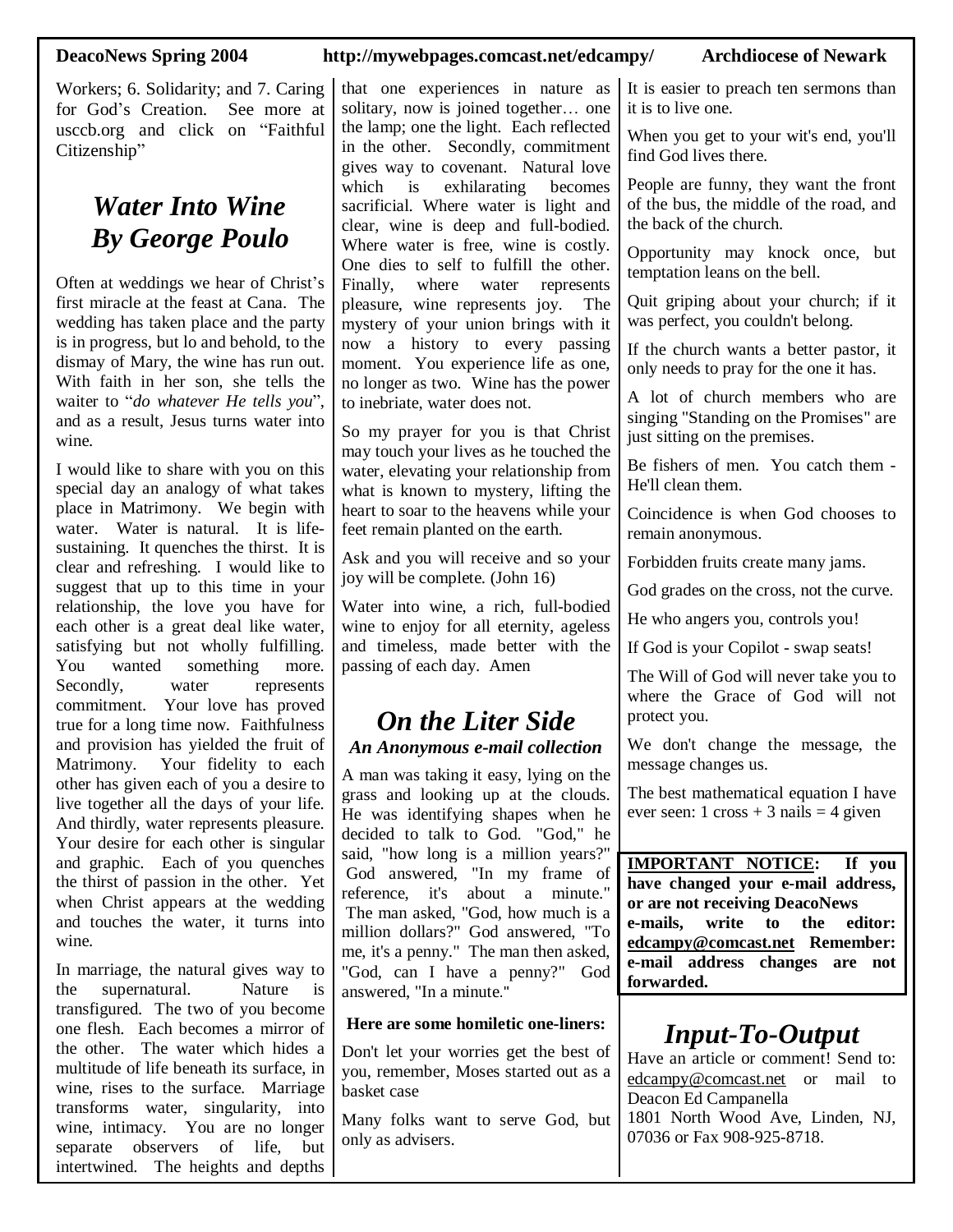Workers; 6. Solidarity; and 7. Caring for God's Creation. See more at usccb.org and click on "Faithful Citizenship"

## *Water Into Wine By George Poulo*

Often at weddings we hear of Christ's first miracle at the feast at Cana. The wedding has taken place and the party is in progress, but lo and behold, to the dismay of Mary, the wine has run out. With faith in her son, she tells the waiter to "*do whatever He tells you*", and as a result, Jesus turns water into wine.

I would like to share with you on this special day an analogy of what takes place in Matrimony. We begin with water. Water is natural. It is life-sustaining. It quenches the thirst. It is clear and refreshing. I would like to suggest that up to this time in your relationship, the love you have for each other is a great deal like water, satisfying but not wholly fulfilling. You wanted something more. Secondly, water represents commitment. Your love has proved true for a long time now. Faithfulness and provision has yielded the fruit of Matrimony. Your fidelity to each other has given each of you a desire to live together all the days of your life. And thirdly, water represents pleasure. Your desire for each other is singular and graphic. Each of you quenches the thirst of passion in the other. Yet when Christ appears at the wedding and touches the water, it turns into wine.

In marriage, the natural gives way to the supernatural. Nature is transfigured. The two of you become one flesh. Each becomes a mirror of the other. The water which hides a multitude of life beneath its surface, in wine, rises to the surface. Marriage transforms water, singularity, into wine, intimacy. You are no longer separate observers of life, but intertwined. The heights and depths that one experiences in nature as solitary, now is joined together… one the lamp; one the light. Each reflected in the other. Secondly, commitment gives way to covenant. Natural love which is exhilarating becomes sacrificial. Where water is light and clear, wine is deep and full-bodied. Where water is free, wine is costly. One dies to self to fulfill the other. Finally, where water represents pleasure, wine represents joy. The mystery of your union brings with it now a history to every passing moment. You experience life as one, no longer as two. Wine has the power to inebriate, water does not.

So my prayer for you is that Christ may touch your lives as he touched the water, elevating your relationship from what is known to mystery, lifting the heart to soar to the heavens while your feet remain planted on the earth.

Ask and you will receive and so your joy will be complete. (John 16)

Water into wine, a rich, full-bodied wine to enjoy for all eternity, ageless and timeless, made better with the passing of each day. Amen

## *On the Liter Side*

### *An Anonymous e-mail collection*

A man was taking it easy, lying on the grass and looking up at the clouds. He was identifying shapes when he decided to talk to God. "God," he said, "how long is a million years?" God answered, "In my frame of reference, it's about a minute." The man asked, "God, how much is a million dollars?" God answered, "To me, it's a penny." The man then asked, "God, can I have a penny?" God answered, "In a minute."

**Here are some homiletic one-liners:**

Don't let your worries get the best of you, remember, Moses started out as a basket case

Many folks want to serve God, but only as advisers.

It is easier to preach ten sermons than it is to live one.

When you get to your wit's end, you'll find God lives there.

People are funny, they want the front of the bus, the middle of the road, and the back of the church.

Opportunity may knock once, but temptation leans on the bell.

Quit griping about your church; if it was perfect, you couldn't belong.

If the church wants a better pastor, it only needs to pray for the one it has.

A lot of church members who are singing "Standing on the Promises" are just sitting on the premises.

Be fishers of men. You catch them - He'll clean them.

Coincidence is when God chooses to remain anonymous.

Forbidden fruits create many jams.

God grades on the cross, not the curve.

He who angers you, controls you!

If God is your Copilot - swap seats!

The Will of God will never take you to where the Grace of God will not protect you.

We don't change the message, the message changes us.

The best mathematical equation I have ever seen: 1 cross + 3 nails = 4 given

**IMPORTANT NOTICE: If you have changed your e-mail address, or are not receiving DeacoNews e-mails, write to the editor: edcampy@comcast.net Remember: e-mail address changes are not forwarded.**

## *Input-To-Output*

Have an article or comment! Send to: edcampy@comcast.net or mail to Deacon Ed Campanella
1801 North Wood Ave, Linden, NJ, 07036 or Fax 908-925-8718.